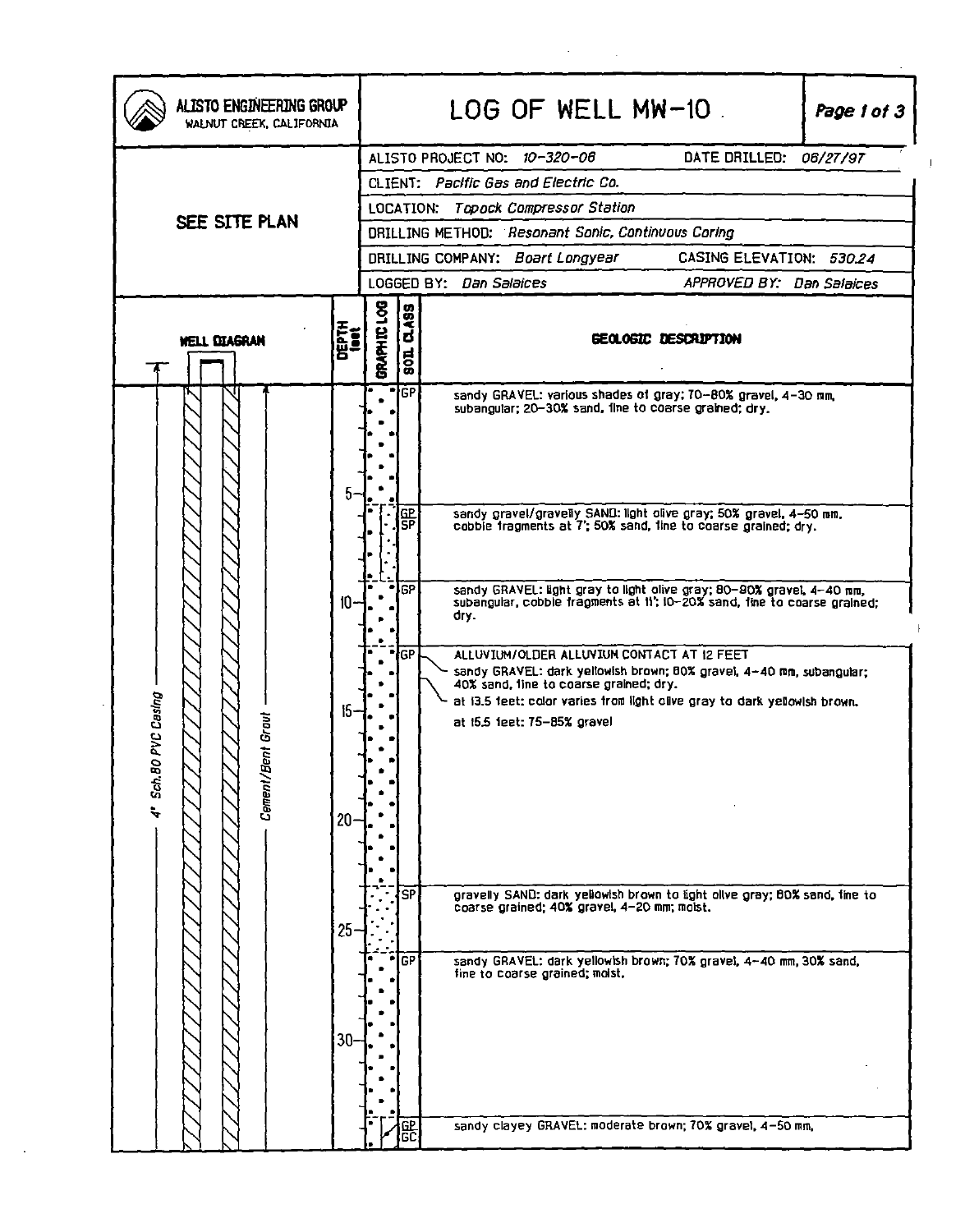# ALISTO ENGINEERING GROUP
WALNUT CREEK, CALIFORNIA

# LOG OF WELL MW-10

SEE SITE PLAN

| | |
|---|---|
| ALISTO PROJECT NO: *10-320-06* | DATE DRILLED: *06/27/97* |
| CLIENT: *Pacific Gas and Electric Co.* | |
| LOCATION: *Topock Compressor Station* | |
| DRILLING METHOD: *Resonant Sonic, Continuous Coring* | |
| DRILLING COMPANY: *Boart Longyear* | CASING ELEVATION: *530.24* |
| LOGGED BY: *Dan Salaices* | APPROVED BY: *Dan Salaices* |

WELL DIAGRAM: 4" Sch.80 PVC Casing; Cement/Bent Grout

| DEPTH feet | SOIL CLASS | GEOLOGIC DESCRIPTION |
|---|---|---|
| 0 | GP | sandy GRAVEL: various shades of gray; 70–80% gravel, 4–30 mm, subangular; 20–30% sand, fine to coarse grained; dry. |
| 5 | GP SP | sandy gravel/gravelly SAND: light olive gray; 50% gravel, 4–50 mm, cobble fragments at 7'; 50% sand, fine to coarse grained; dry. |
| 10 | GP | sandy GRAVEL: light gray to light olive gray; 80–90% gravel, 4–40 mm, subangular, cobble fragments at 11'; 10–20% sand, fine to coarse grained; dry. |
| 12 | GP | ALLUVIUM/OLDER ALLUVIUM CONTACT AT 12 FEET<br>sandy GRAVEL: dark yellowish brown; 80% gravel, 4–40 mm, subangular; 40% sand, fine to coarse grained; dry.<br>at 13.5 feet: color varies from light olive gray to dark yellowish brown.<br>at 15.5 feet: 75–85% gravel |
| 23 | SP | gravelly SAND: dark yellowish brown to light olive gray; 80% sand, fine to coarse grained; 40% gravel, 4–20 mm; moist. |
| 26 | GP | sandy GRAVEL: dark yellowish brown; 70% gravel, 4–40 mm, 30% sand, fine to coarse grained; moist. |
| 34 | GP GC | sandy clayey GRAVEL: moderate brown; 70% gravel, 4–50 mm, |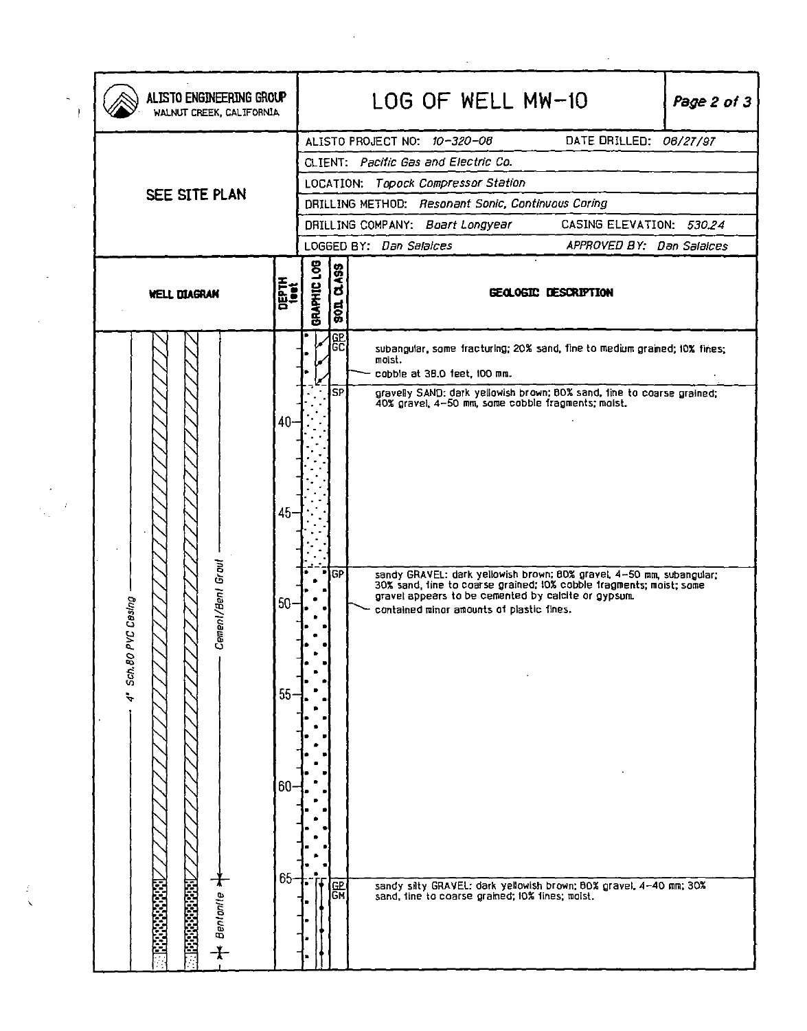# LOG OF WELL MW-10

**ALISTO ENGINEERING GROUP**
WALNUT CREEK, CALIFORNIA

| | |
|---|---|
| ALISTO PROJECT NO: *10-320-08* | DATE DRILLED: *06/27/97* |
| CLIENT: *Pacific Gas and Electric Co.* | |
| LOCATION: *Topock Compressor Station* | |
| DRILLING METHOD: *Resonant Sonic, Continuous Coring* | |
| DRILLING COMPANY: *Boart Longyear* | CASING ELEVATION: *530.24* |
| LOGGED BY: *Dan Salaices* | APPROVED BY: *Dan Salaices* |

SEE SITE PLAN

WELL DIAGRAM: 4" Sch.80 PVC Casing; Cement/Bent Grout; Bentonite

| DEPTH feet | SOIL CLASS | GEOLOGIC DESCRIPTION |
|---|---|---|
| | GP GC | subangular, some fracturing; 20% sand, fine to medium grained; 10% fines; moist. — cobble at 38.0 feet, 100 mm. |
| 40, 45 | SP | gravelly SAND: dark yellowish brown; 80% sand, fine to coarse grained; 40% gravel, 4–50 mm, some cobble fragments; moist. |
| 50, 55, 60 | GP | sandy GRAVEL: dark yellowish brown; 80% gravel, 4–50 mm, subangular; 30% sand, fine to coarse grained; 10% cobble fragments; moist; some gravel appears to be cemented by calcite or gypsum. — contained minor amounts of plastic fines. |
| 65 | GP GM | sandy silty GRAVEL: dark yellowish brown; 80% gravel, 4–40 mm; 30% sand, fine to coarse grained; 10% fines; moist. |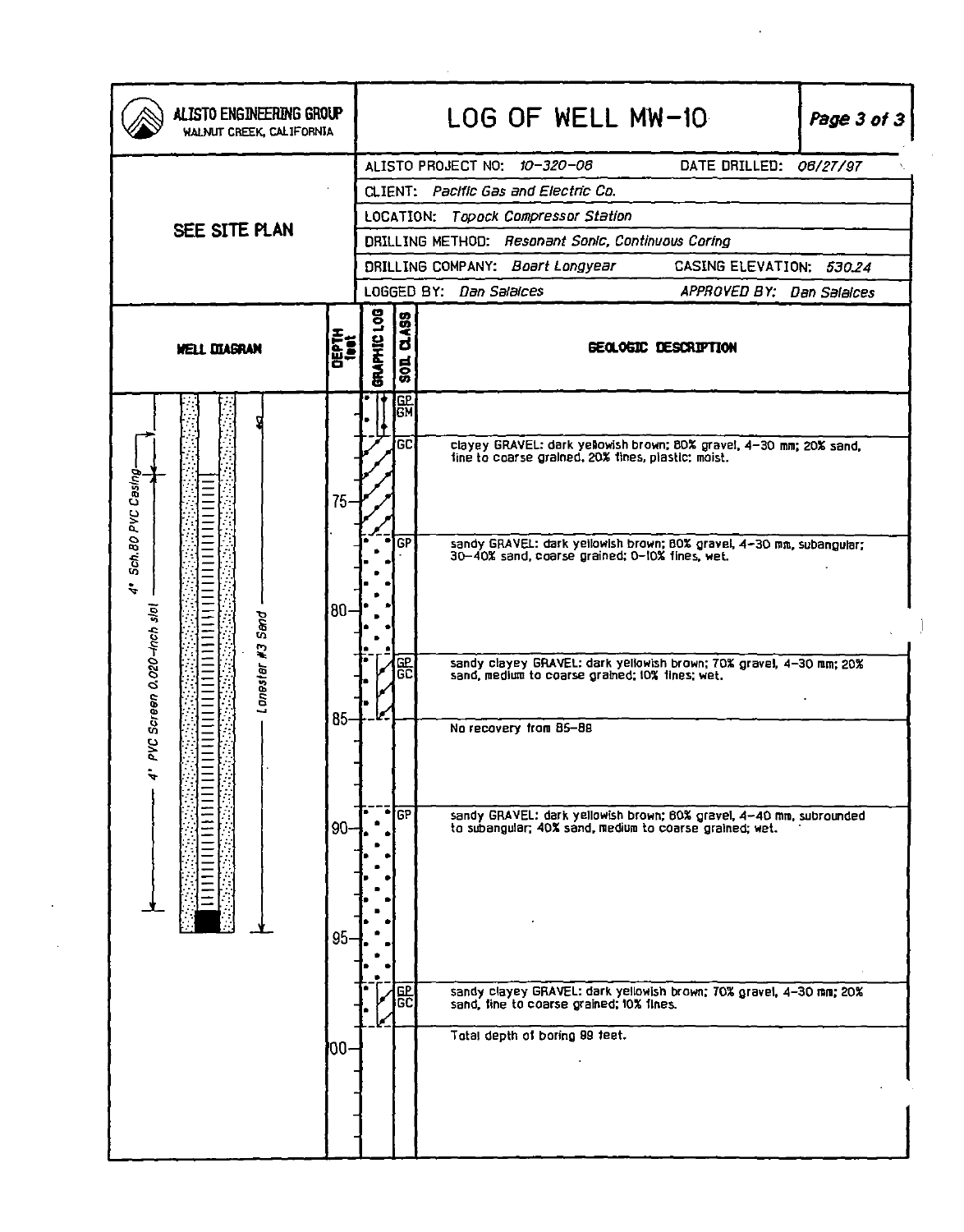# ALISTO ENGINEERING GROUP
WALNUT CREEK, CALIFORNIA

# LOG OF WELL MW-10

Page 3 of 3

| | |
|---|---|
| ALISTO PROJECT NO: *10-320-08* | DATE DRILLED: *06/27/97* |
| CLIENT: *Pacific Gas and Electric Co.* | |
| LOCATION: *Topock Compressor Station* | |
| DRILLING METHOD: *Resonant Sonic, Continuous Coring* | |
| DRILLING COMPANY: *Boart Longyear* | CASING ELEVATION: *530.24* |
| LOGGED BY: *Dan Salaices* | APPROVED BY: *Dan Salaices* |

SEE SITE PLAN

WELL DIAGRAM: 4" Sch.80 PVC Casing; 4" PVC Screen 0.020-inch slot; Lonestar #3 Sand

| DEPTH feet | SOIL CLASS | GEOLOGIC DESCRIPTION |
|---|---|---|
| | GP GM | |
| | GC | clayey GRAVEL: dark yellowish brown; 80% gravel, 4-30 mm; 20% sand, fine to coarse grained. 20% fines, plastic; moist. |
| 75 | | |
| | GP | sandy GRAVEL: dark yellowish brown; 80% gravel, 4-30 mm, subangular; 30-40% sand, coarse grained; 0-10% fines, wet. |
| 80 | | |
| | GP GC | sandy clayey GRAVEL: dark yellowish brown; 70% gravel, 4-30 mm; 20% sand, medium to coarse grained; 10% fines; wet. |
| 85 | | No recovery from 85-88 |
| | GP | sandy GRAVEL: dark yellowish brown; 60% gravel, 4-40 mm, subrounded to subangular; 40% sand, medium to coarse grained; wet. |
| 90 | | |
| 95 | | |
| | GP GC | sandy clayey GRAVEL: dark yellowish brown; 70% gravel, 4-30 mm; 20% sand, fine to coarse grained; 10% fines. |
| 100 | | Total depth of boring 99 feet. |